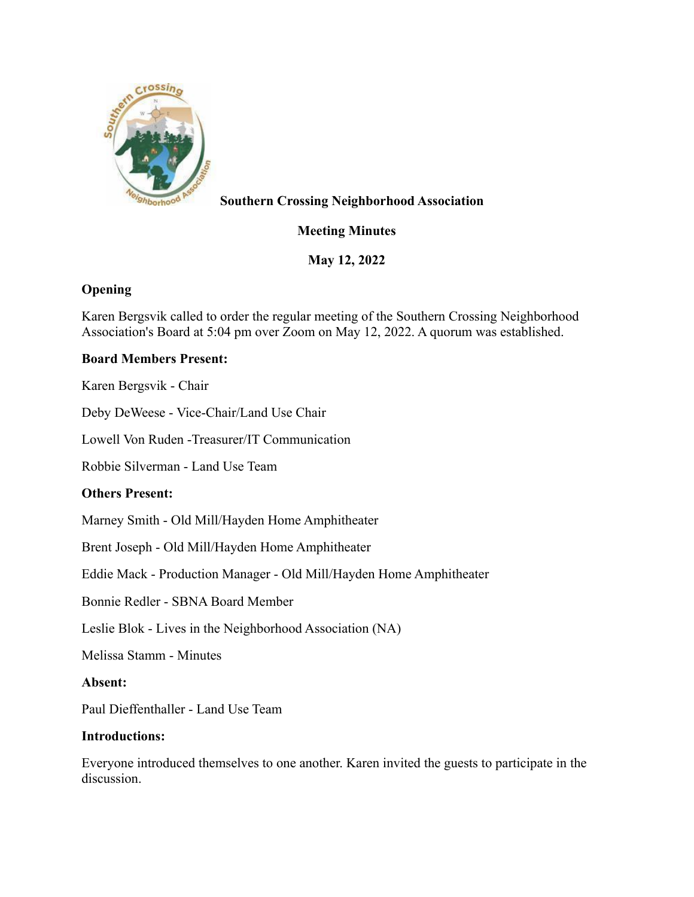# Southern Crossing Neighborhood Association

## Meeting Minutes

## May 12, 2022

**Opening**

Karen Bergsvik called to order the regular meeting of the Southern Crossing Neighborhood Association's Board at 5:04 pm over Zoom on May 12, 2022. A quorum was established.

**Board Members Present:**

Karen Bergsvik - Chair

Deby DeWeese - Vice-Chair/Land Use Chair

Lowell Von Ruden -Treasurer/IT Communication

Robbie Silverman - Land Use Team

**Others Present:**

Marney Smith - Old Mill/Hayden Home Amphitheater

Brent Joseph - Old Mill/Hayden Home Amphitheater

Eddie Mack - Production Manager - Old Mill/Hayden Home Amphitheater

Bonnie Redler - SBNA Board Member

Leslie Blok - Lives in the Neighborhood Association (NA)

Melissa Stamm - Minutes

**Absent:**

Paul Dieffenthaller - Land Use Team

**Introductions:**

Everyone introduced themselves to one another. Karen invited the guests to participate in the discussion.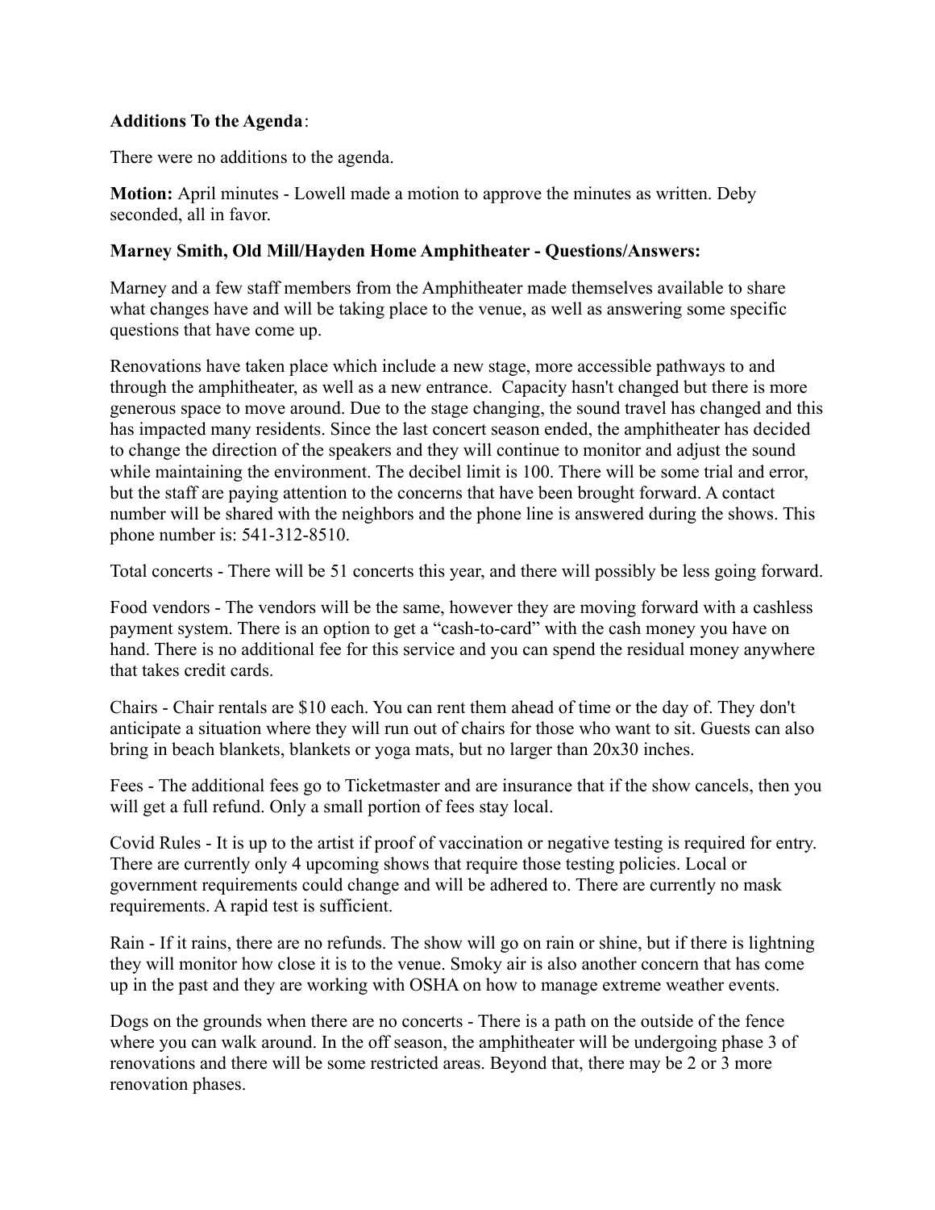**Additions To the Agenda**:

There were no additions to the agenda.

**Motion:** April minutes - Lowell made a motion to approve the minutes as written. Deby seconded, all in favor.

**Marney Smith, Old Mill/Hayden Home Amphitheater - Questions/Answers:**

Marney and a few staff members from the Amphitheater made themselves available to share what changes have and will be taking place to the venue, as well as answering some specific questions that have come up.

Renovations have taken place which include a new stage, more accessible pathways to and through the amphitheater, as well as a new entrance. Capacity hasn't changed but there is more generous space to move around. Due to the stage changing, the sound travel has changed and this has impacted many residents. Since the last concert season ended, the amphitheater has decided to change the direction of the speakers and they will continue to monitor and adjust the sound while maintaining the environment. The decibel limit is 100. There will be some trial and error, but the staff are paying attention to the concerns that have been brought forward. A contact number will be shared with the neighbors and the phone line is answered during the shows. This phone number is: 541-312-8510.

Total concerts - There will be 51 concerts this year, and there will possibly be less going forward.

Food vendors - The vendors will be the same, however they are moving forward with a cashless payment system. There is an option to get a "cash-to-card" with the cash money you have on hand. There is no additional fee for this service and you can spend the residual money anywhere that takes credit cards.

Chairs - Chair rentals are $10 each. You can rent them ahead of time or the day of. They don't anticipate a situation where they will run out of chairs for those who want to sit. Guests can also bring in beach blankets, blankets or yoga mats, but no larger than 20x30 inches.

Fees - The additional fees go to Ticketmaster and are insurance that if the show cancels, then you will get a full refund. Only a small portion of fees stay local.

Covid Rules - It is up to the artist if proof of vaccination or negative testing is required for entry. There are currently only 4 upcoming shows that require those testing policies. Local or government requirements could change and will be adhered to. There are currently no mask requirements. A rapid test is sufficient.

Rain - If it rains, there are no refunds. The show will go on rain or shine, but if there is lightning they will monitor how close it is to the venue. Smoky air is also another concern that has come up in the past and they are working with OSHA on how to manage extreme weather events.

Dogs on the grounds when there are no concerts - There is a path on the outside of the fence where you can walk around. In the off season, the amphitheater will be undergoing phase 3 of renovations and there will be some restricted areas. Beyond that, there may be 2 or 3 more renovation phases.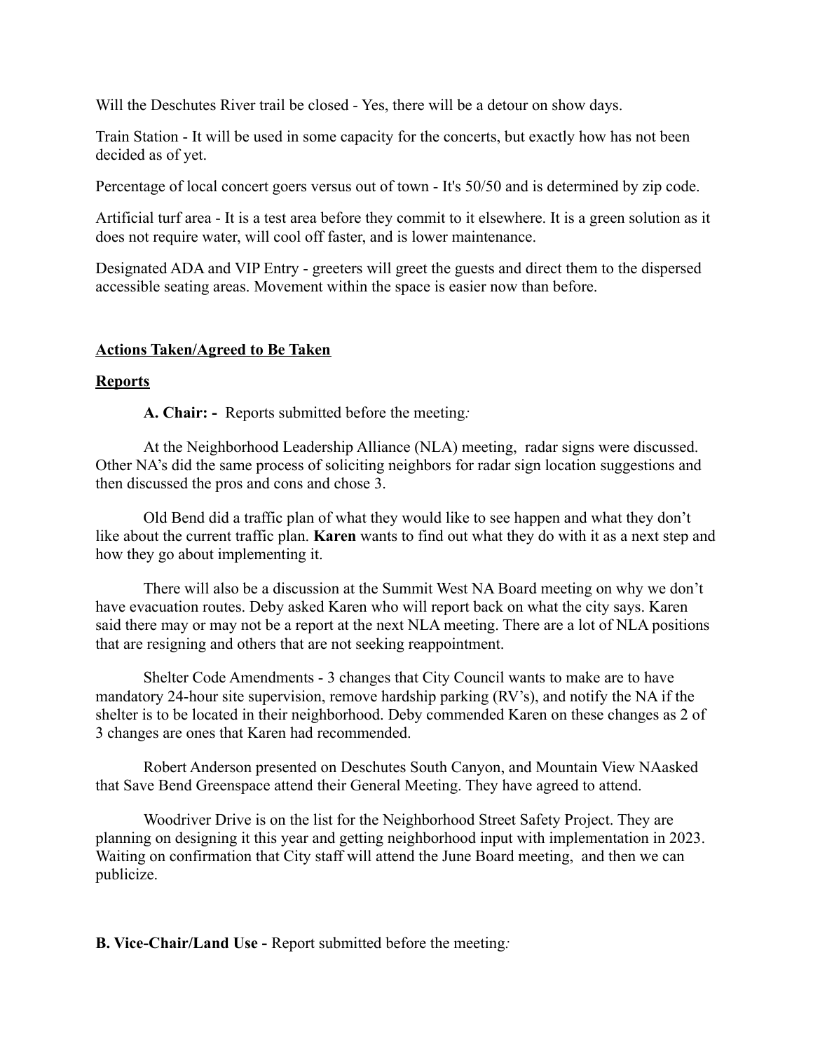Will the Deschutes River trail be closed - Yes, there will be a detour on show days.

Train Station - It will be used in some capacity for the concerts, but exactly how has not been decided as of yet.

Percentage of local concert goers versus out of town - It's 50/50 and is determined by zip code.

Artificial turf area - It is a test area before they commit to it elsewhere. It is a green solution as it does not require water, will cool off faster, and is lower maintenance.

Designated ADA and VIP Entry - greeters will greet the guests and direct them to the dispersed accessible seating areas. Movement within the space is easier now than before.

**Actions Taken/Agreed to Be Taken**

**Reports**

**A. Chair: -** Reports submitted before the meeting*:*

At the Neighborhood Leadership Alliance (NLA) meeting, radar signs were discussed. Other NA's did the same process of soliciting neighbors for radar sign location suggestions and then discussed the pros and cons and chose 3.

Old Bend did a traffic plan of what they would like to see happen and what they don't like about the current traffic plan. **Karen** wants to find out what they do with it as a next step and how they go about implementing it.

There will also be a discussion at the Summit West NA Board meeting on why we don't have evacuation routes. Deby asked Karen who will report back on what the city says. Karen said there may or may not be a report at the next NLA meeting. There are a lot of NLA positions that are resigning and others that are not seeking reappointment.

Shelter Code Amendments - 3 changes that City Council wants to make are to have mandatory 24-hour site supervision, remove hardship parking (RV's), and notify the NA if the shelter is to be located in their neighborhood. Deby commended Karen on these changes as 2 of 3 changes are ones that Karen had recommended.

Robert Anderson presented on Deschutes South Canyon, and Mountain View NAasked that Save Bend Greenspace attend their General Meeting. They have agreed to attend.

Woodriver Drive is on the list for the Neighborhood Street Safety Project. They are planning on designing it this year and getting neighborhood input with implementation in 2023. Waiting on confirmation that City staff will attend the June Board meeting, and then we can publicize.

**B. Vice-Chair/Land Use -** Report submitted before the meeting*:*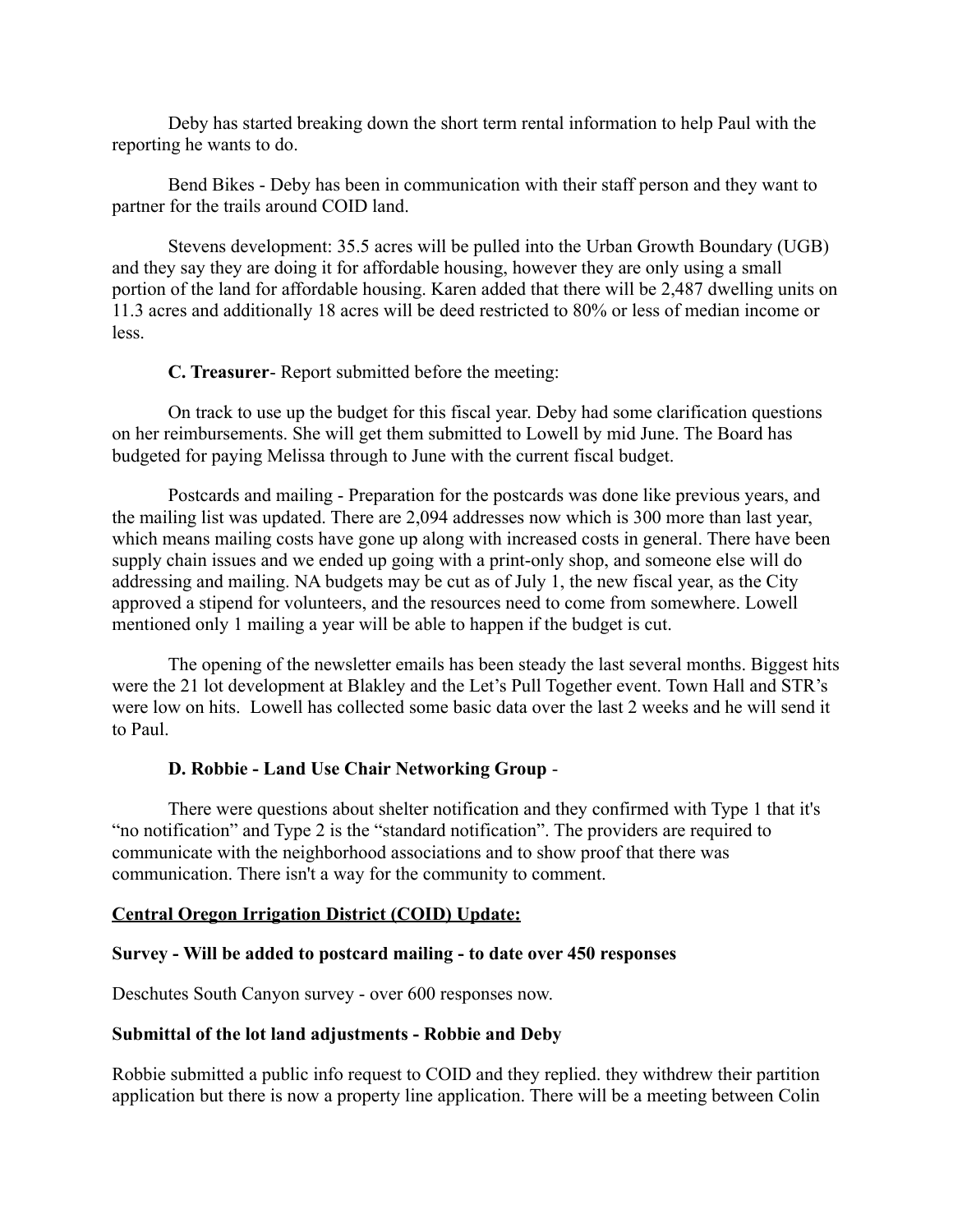Deby has started breaking down the short term rental information to help Paul with the reporting he wants to do.

Bend Bikes - Deby has been in communication with their staff person and they want to partner for the trails around COID land.

Stevens development: 35.5 acres will be pulled into the Urban Growth Boundary (UGB) and they say they are doing it for affordable housing, however they are only using a small portion of the land for affordable housing. Karen added that there will be 2,487 dwelling units on 11.3 acres and additionally 18 acres will be deed restricted to 80% or less of median income or less.

**C. Treasurer**- Report submitted before the meeting:

On track to use up the budget for this fiscal year. Deby had some clarification questions on her reimbursements. She will get them submitted to Lowell by mid June. The Board has budgeted for paying Melissa through to June with the current fiscal budget.

Postcards and mailing - Preparation for the postcards was done like previous years, and the mailing list was updated. There are 2,094 addresses now which is 300 more than last year, which means mailing costs have gone up along with increased costs in general. There have been supply chain issues and we ended up going with a print-only shop, and someone else will do addressing and mailing. NA budgets may be cut as of July 1, the new fiscal year, as the City approved a stipend for volunteers, and the resources need to come from somewhere. Lowell mentioned only 1 mailing a year will be able to happen if the budget is cut.

The opening of the newsletter emails has been steady the last several months. Biggest hits were the 21 lot development at Blakley and the Let's Pull Together event. Town Hall and STR's were low on hits. Lowell has collected some basic data over the last 2 weeks and he will send it to Paul.

**D. Robbie - Land Use Chair Networking Group** -

There were questions about shelter notification and they confirmed with Type 1 that it's "no notification" and Type 2 is the "standard notification". The providers are required to communicate with the neighborhood associations and to show proof that there was communication. There isn't a way for the community to comment.

**<u>Central Oregon Irrigation District (COID) Update:</u>**

**Survey - Will be added to postcard mailing - to date over 450 responses**

Deschutes South Canyon survey - over 600 responses now.

**Submittal of the lot land adjustments - Robbie and Deby**

Robbie submitted a public info request to COID and they replied. they withdrew their partition application but there is now a property line application. There will be a meeting between Colin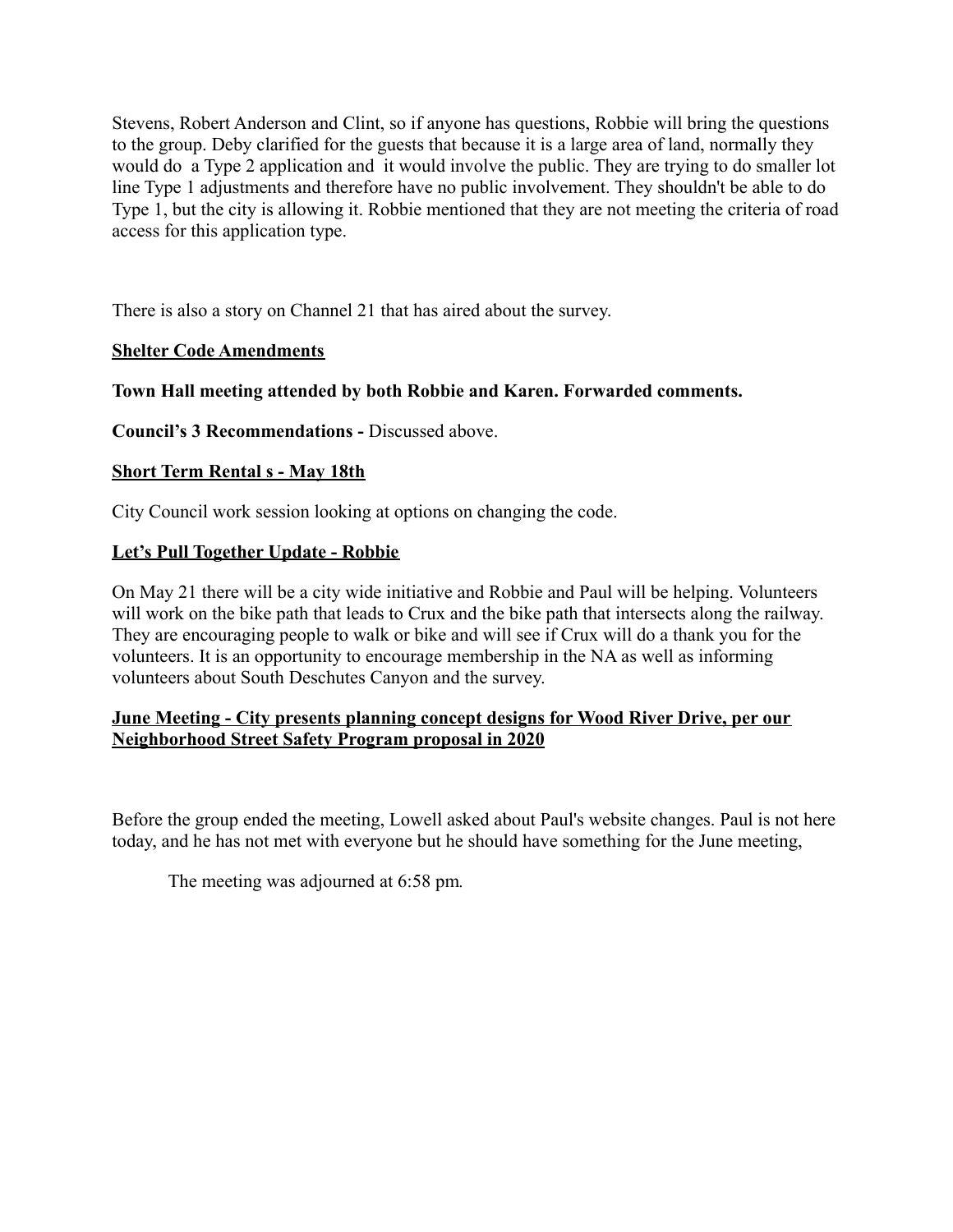Stevens, Robert Anderson and Clint, so if anyone has questions, Robbie will bring the questions to the group. Deby clarified for the guests that because it is a large area of land, normally they would do a Type 2 application and it would involve the public. They are trying to do smaller lot line Type 1 adjustments and therefore have no public involvement. They shouldn't be able to do Type 1, but the city is allowing it. Robbie mentioned that they are not meeting the criteria of road access for this application type.

There is also a story on Channel 21 that has aired about the survey.

**<u>Shelter Code Amendments</u>**

**Town Hall meeting attended by both Robbie and Karen. Forwarded comments.**

**Council's 3 Recommendations -** Discussed above.

**<u>Short Term Rental s - May 18th</u>**

City Council work session looking at options on changing the code.

**<u>Let's Pull Together Update - Robbie</u>**

On May 21 there will be a city wide initiative and Robbie and Paul will be helping. Volunteers will work on the bike path that leads to Crux and the bike path that intersects along the railway. They are encouraging people to walk or bike and will see if Crux will do a thank you for the volunteers. It is an opportunity to encourage membership in the NA as well as informing volunteers about South Deschutes Canyon and the survey.

**<u>June Meeting - City presents planning concept designs for Wood River Drive, per our Neighborhood Street Safety Program proposal in 2020</u>**

Before the group ended the meeting, Lowell asked about Paul's website changes. Paul is not here today, and he has not met with everyone but he should have something for the June meeting,

The meeting was adjourned at 6:58 pm.